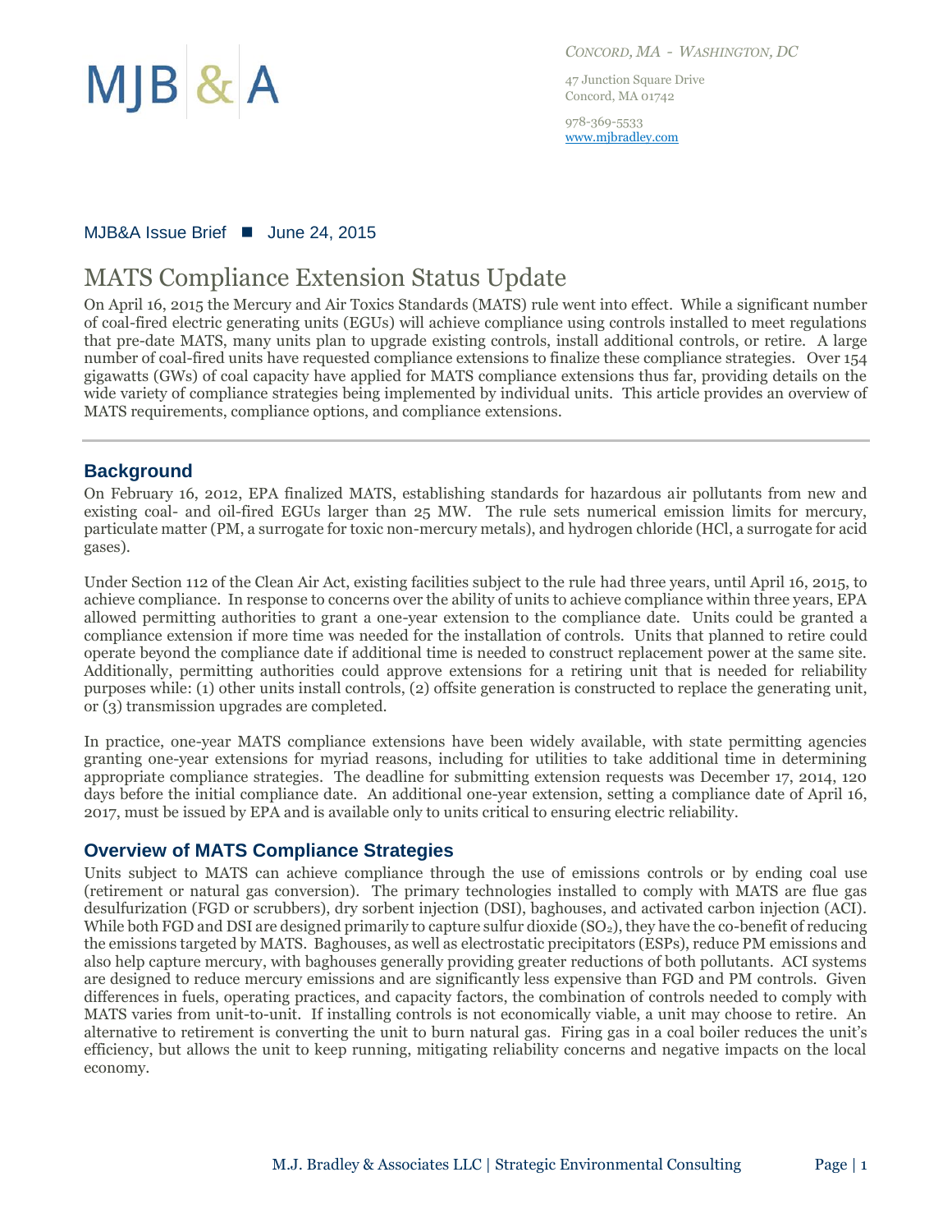MJB & A

*CONCORD, MA - WASHINGTON, DC*

47 Junction Square Drive
Concord, MA 01742

978-369-5533
www.mjbradley.com

MJB&A Issue Brief ■ June 24, 2015

# MATS Compliance Extension Status Update

On April 16, 2015 the Mercury and Air Toxics Standards (MATS) rule went into effect. While a significant number of coal-fired electric generating units (EGUs) will achieve compliance using controls installed to meet regulations that pre-date MATS, many units plan to upgrade existing controls, install additional controls, or retire. A large number of coal-fired units have requested compliance extensions to finalize these compliance strategies. Over 154 gigawatts (GWs) of coal capacity have applied for MATS compliance extensions thus far, providing details on the wide variety of compliance strategies being implemented by individual units. This article provides an overview of MATS requirements, compliance options, and compliance extensions.

## Background

On February 16, 2012, EPA finalized MATS, establishing standards for hazardous air pollutants from new and existing coal- and oil-fired EGUs larger than 25 MW. The rule sets numerical emission limits for mercury, particulate matter (PM, a surrogate for toxic non-mercury metals), and hydrogen chloride (HCl, a surrogate for acid gases).

Under Section 112 of the Clean Air Act, existing facilities subject to the rule had three years, until April 16, 2015, to achieve compliance. In response to concerns over the ability of units to achieve compliance within three years, EPA allowed permitting authorities to grant a one-year extension to the compliance date. Units could be granted a compliance extension if more time was needed for the installation of controls. Units that planned to retire could operate beyond the compliance date if additional time is needed to construct replacement power at the same site. Additionally, permitting authorities could approve extensions for a retiring unit that is needed for reliability purposes while: (1) other units install controls, (2) offsite generation is constructed to replace the generating unit, or (3) transmission upgrades are completed.

In practice, one-year MATS compliance extensions have been widely available, with state permitting agencies granting one-year extensions for myriad reasons, including for utilities to take additional time in determining appropriate compliance strategies. The deadline for submitting extension requests was December 17, 2014, 120 days before the initial compliance date. An additional one-year extension, setting a compliance date of April 16, 2017, must be issued by EPA and is available only to units critical to ensuring electric reliability.

## Overview of MATS Compliance Strategies

Units subject to MATS can achieve compliance through the use of emissions controls or by ending coal use (retirement or natural gas conversion). The primary technologies installed to comply with MATS are flue gas desulfurization (FGD or scrubbers), dry sorbent injection (DSI), baghouses, and activated carbon injection (ACI). While both FGD and DSI are designed primarily to capture sulfur dioxide ($SO_2$), they have the co-benefit of reducing the emissions targeted by MATS. Baghouses, as well as electrostatic precipitators (ESPs), reduce PM emissions and also help capture mercury, with baghouses generally providing greater reductions of both pollutants. ACI systems are designed to reduce mercury emissions and are significantly less expensive than FGD and PM controls. Given differences in fuels, operating practices, and capacity factors, the combination of controls needed to comply with MATS varies from unit-to-unit. If installing controls is not economically viable, a unit may choose to retire. An alternative to retirement is converting the unit to burn natural gas. Firing gas in a coal boiler reduces the unit's efficiency, but allows the unit to keep running, mitigating reliability concerns and negative impacts on the local economy.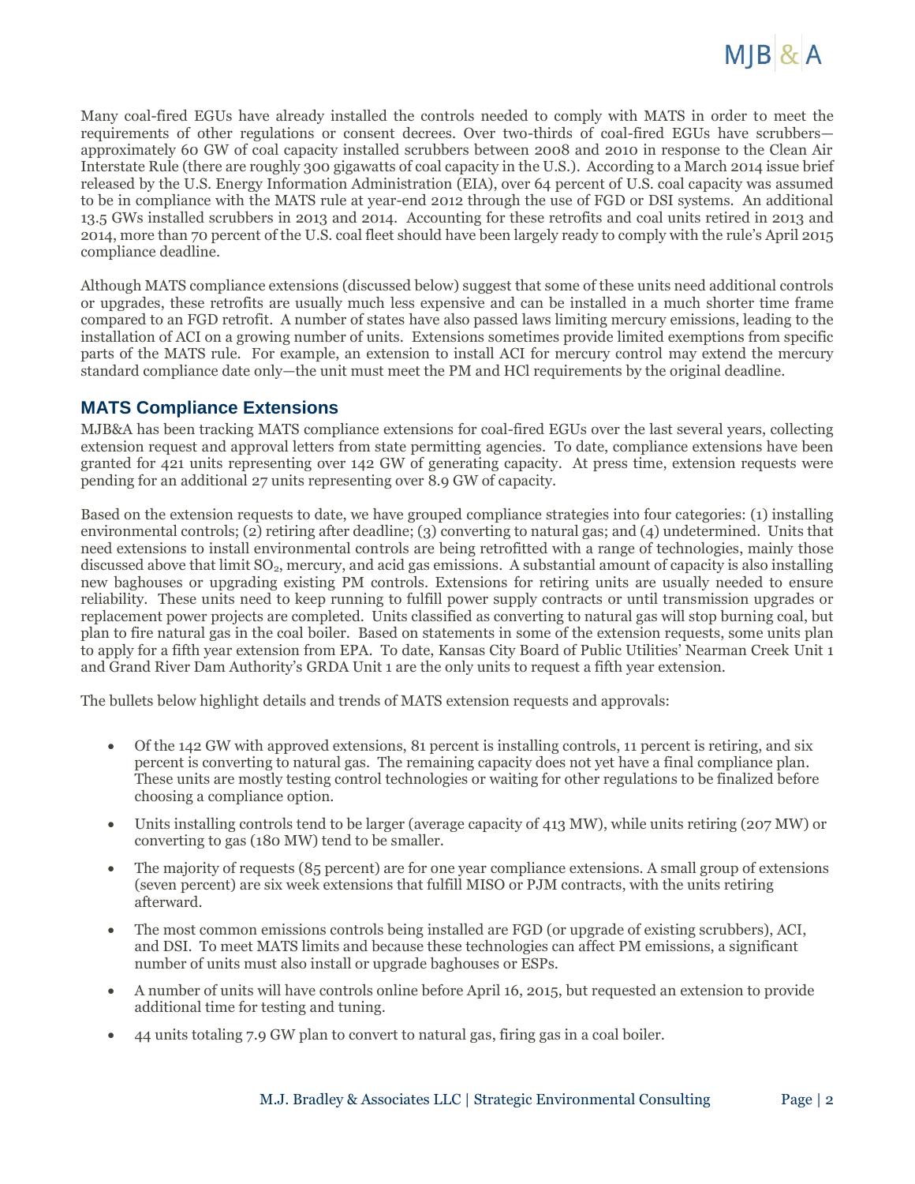Many coal-fired EGUs have already installed the controls needed to comply with MATS in order to meet the requirements of other regulations or consent decrees. Over two-thirds of coal-fired EGUs have scrubbers—approximately 60 GW of coal capacity installed scrubbers between 2008 and 2010 in response to the Clean Air Interstate Rule (there are roughly 300 gigawatts of coal capacity in the U.S.). According to a March 2014 issue brief released by the U.S. Energy Information Administration (EIA), over 64 percent of U.S. coal capacity was assumed to be in compliance with the MATS rule at year-end 2012 through the use of FGD or DSI systems. An additional 13.5 GWs installed scrubbers in 2013 and 2014. Accounting for these retrofits and coal units retired in 2013 and 2014, more than 70 percent of the U.S. coal fleet should have been largely ready to comply with the rule's April 2015 compliance deadline.

Although MATS compliance extensions (discussed below) suggest that some of these units need additional controls or upgrades, these retrofits are usually much less expensive and can be installed in a much shorter time frame compared to an FGD retrofit. A number of states have also passed laws limiting mercury emissions, leading to the installation of ACI on a growing number of units. Extensions sometimes provide limited exemptions from specific parts of the MATS rule. For example, an extension to install ACI for mercury control may extend the mercury standard compliance date only—the unit must meet the PM and HCl requirements by the original deadline.

## MATS Compliance Extensions

MJB&A has been tracking MATS compliance extensions for coal-fired EGUs over the last several years, collecting extension request and approval letters from state permitting agencies. To date, compliance extensions have been granted for 421 units representing over 142 GW of generating capacity. At press time, extension requests were pending for an additional 27 units representing over 8.9 GW of capacity.

Based on the extension requests to date, we have grouped compliance strategies into four categories: (1) installing environmental controls; (2) retiring after deadline; (3) converting to natural gas; and (4) undetermined. Units that need extensions to install environmental controls are being retrofitted with a range of technologies, mainly those discussed above that limit $SO_2$, mercury, and acid gas emissions. A substantial amount of capacity is also installing new baghouses or upgrading existing PM controls. Extensions for retiring units are usually needed to ensure reliability. These units need to keep running to fulfill power supply contracts or until transmission upgrades or replacement power projects are completed. Units classified as converting to natural gas will stop burning coal, but plan to fire natural gas in the coal boiler. Based on statements in some of the extension requests, some units plan to apply for a fifth year extension from EPA. To date, Kansas City Board of Public Utilities' Nearman Creek Unit 1 and Grand River Dam Authority's GRDA Unit 1 are the only units to request a fifth year extension.

The bullets below highlight details and trends of MATS extension requests and approvals:

- Of the 142 GW with approved extensions, 81 percent is installing controls, 11 percent is retiring, and six percent is converting to natural gas. The remaining capacity does not yet have a final compliance plan. These units are mostly testing control technologies or waiting for other regulations to be finalized before choosing a compliance option.
- Units installing controls tend to be larger (average capacity of 413 MW), while units retiring (207 MW) or converting to gas (180 MW) tend to be smaller.
- The majority of requests (85 percent) are for one year compliance extensions. A small group of extensions (seven percent) are six week extensions that fulfill MISO or PJM contracts, with the units retiring afterward.
- The most common emissions controls being installed are FGD (or upgrade of existing scrubbers), ACI, and DSI. To meet MATS limits and because these technologies can affect PM emissions, a significant number of units must also install or upgrade baghouses or ESPs.
- A number of units will have controls online before April 16, 2015, but requested an extension to provide additional time for testing and tuning.
- 44 units totaling 7.9 GW plan to convert to natural gas, firing gas in a coal boiler.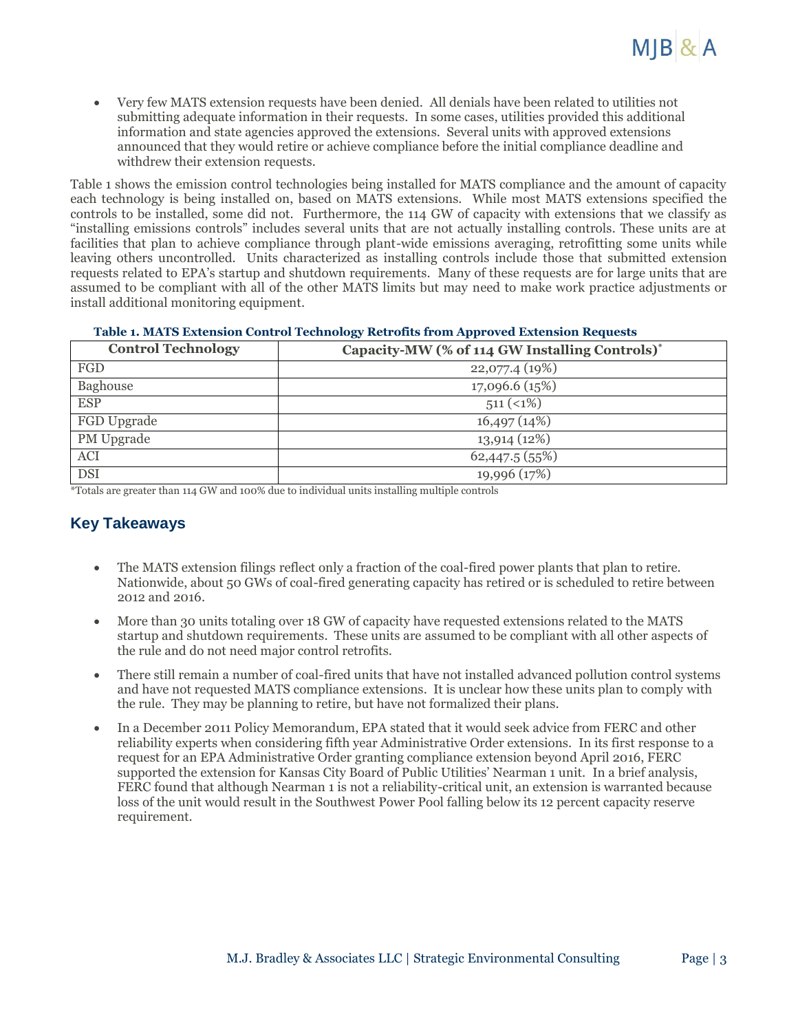- Very few MATS extension requests have been denied. All denials have been related to utilities not submitting adequate information in their requests. In some cases, utilities provided this additional information and state agencies approved the extensions. Several units with approved extensions announced that they would retire or achieve compliance before the initial compliance deadline and withdrew their extension requests.

Table 1 shows the emission control technologies being installed for MATS compliance and the amount of capacity each technology is being installed on, based on MATS extensions. While most MATS extensions specified the controls to be installed, some did not. Furthermore, the 114 GW of capacity with extensions that we classify as "installing emissions controls" includes several units that are not actually installing controls. These units are at facilities that plan to achieve compliance through plant-wide emissions averaging, retrofitting some units while leaving others uncontrolled. Units characterized as installing controls include those that submitted extension requests related to EPA's startup and shutdown requirements. Many of these requests are for large units that are assumed to be compliant with all of the other MATS limits but may need to make work practice adjustments or install additional monitoring equipment.

**Table 1. MATS Extension Control Technology Retrofits from Approved Extension Requests**

| Control Technology | Capacity-MW (% of 114 GW Installing Controls)* |
|---|---|
| FGD | 22,077.4 (19%) |
| Baghouse | 17,096.6 (15%) |
| ESP | 511 (<1%) |
| FGD Upgrade | 16,497 (14%) |
| PM Upgrade | 13,914 (12%) |
| ACI | 62,447.5 (55%) |
| DSI | 19,996 (17%) |

*Totals are greater than 114 GW and 100% due to individual units installing multiple controls

## Key Takeaways

- The MATS extension filings reflect only a fraction of the coal-fired power plants that plan to retire. Nationwide, about 50 GWs of coal-fired generating capacity has retired or is scheduled to retire between 2012 and 2016.
- More than 30 units totaling over 18 GW of capacity have requested extensions related to the MATS startup and shutdown requirements. These units are assumed to be compliant with all other aspects of the rule and do not need major control retrofits.
- There still remain a number of coal-fired units that have not installed advanced pollution control systems and have not requested MATS compliance extensions. It is unclear how these units plan to comply with the rule. They may be planning to retire, but have not formalized their plans.
- In a December 2011 Policy Memorandum, EPA stated that it would seek advice from FERC and other reliability experts when considering fifth year Administrative Order extensions. In its first response to a request for an EPA Administrative Order granting compliance extension beyond April 2016, FERC supported the extension for Kansas City Board of Public Utilities' Nearman 1 unit. In a brief analysis, FERC found that although Nearman 1 is not a reliability-critical unit, an extension is warranted because loss of the unit would result in the Southwest Power Pool falling below its 12 percent capacity reserve requirement.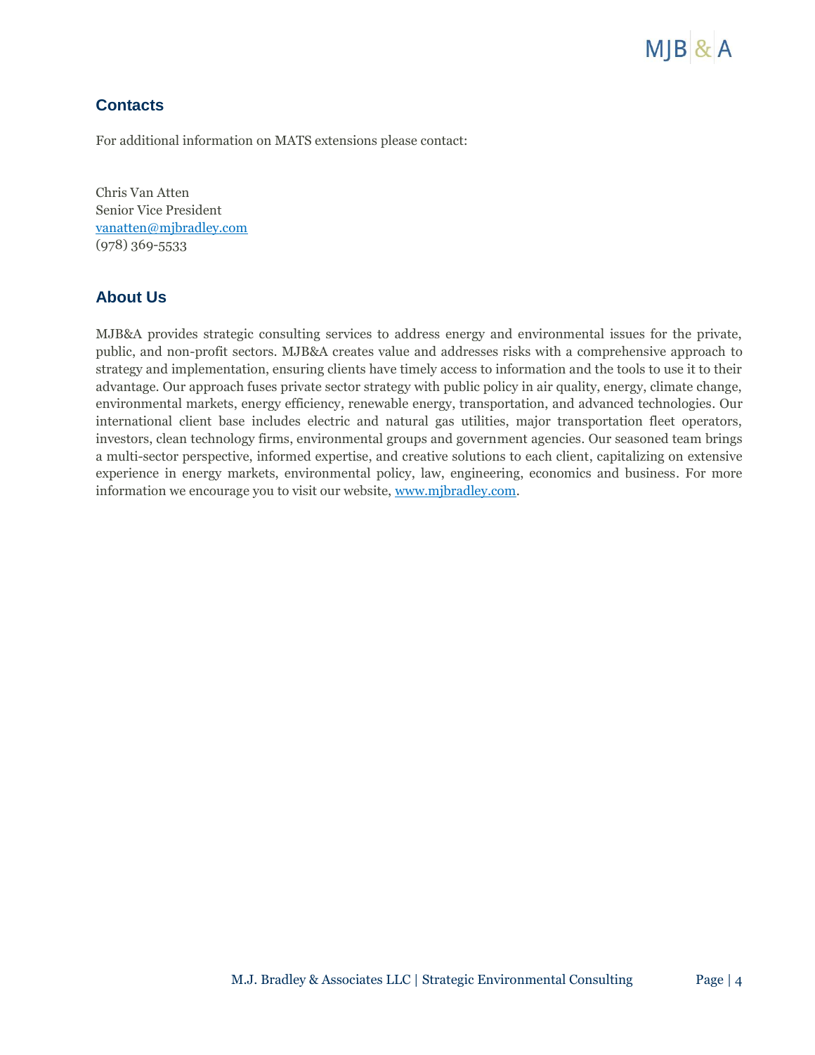## Contacts

For additional information on MATS extensions please contact:

Chris Van Atten
Senior Vice President
vanatten@mjbradley.com
(978) 369-5533

## About Us

MJB&A provides strategic consulting services to address energy and environmental issues for the private, public, and non-profit sectors. MJB&A creates value and addresses risks with a comprehensive approach to strategy and implementation, ensuring clients have timely access to information and the tools to use it to their advantage. Our approach fuses private sector strategy with public policy in air quality, energy, climate change, environmental markets, energy efficiency, renewable energy, transportation, and advanced technologies. Our international client base includes electric and natural gas utilities, major transportation fleet operators, investors, clean technology firms, environmental groups and government agencies. Our seasoned team brings a multi-sector perspective, informed expertise, and creative solutions to each client, capitalizing on extensive experience in energy markets, environmental policy, law, engineering, economics and business. For more information we encourage you to visit our website, www.mjbradley.com.